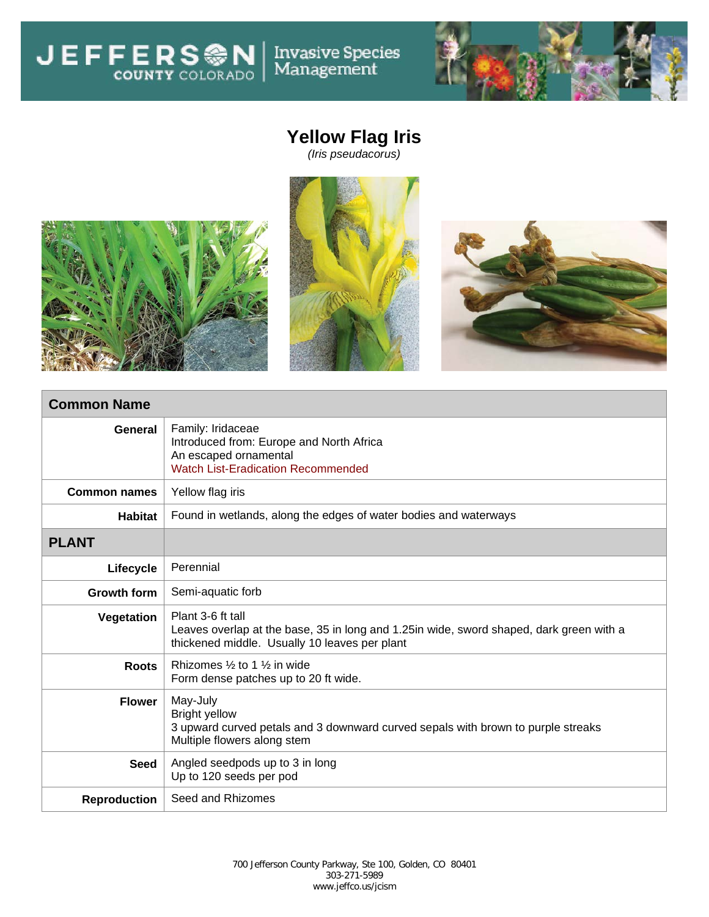# Yellow Flag Iris

*(Iris pseudacorus)*

| Common Name | |
|---|---|
| **General** | Family: Iridaceae<br>Introduced from: Europe and North Africa<br>An escaped ornamental<br>Watch List-Eradication Recommended |
| **Common names** | Yellow flag iris |
| **Habitat** | Found in wetlands, along the edges of water bodies and waterways |
| **PLANT** | |
| **Lifecycle** | Perennial |
| **Growth form** | Semi-aquatic forb |
| **Vegetation** | Plant 3-6 ft tall<br>Leaves overlap at the base, 35 in long and 1.25in wide, sword shaped, dark green with a thickened middle. Usually 10 leaves per plant |
| **Roots** | Rhizomes ½ to 1 ½ in wide<br>Form dense patches up to 20 ft wide. |
| **Flower** | May-July<br>Bright yellow<br>3 upward curved petals and 3 downward curved sepals with brown to purple streaks<br>Multiple flowers along stem |
| **Seed** | Angled seedpods up to 3 in long<br>Up to 120 seeds per pod |
| **Reproduction** | Seed and Rhizomes |

700 Jefferson County Parkway, Ste 100, Golden, CO 80401
303-271-5989
www.jeffco.us/jcism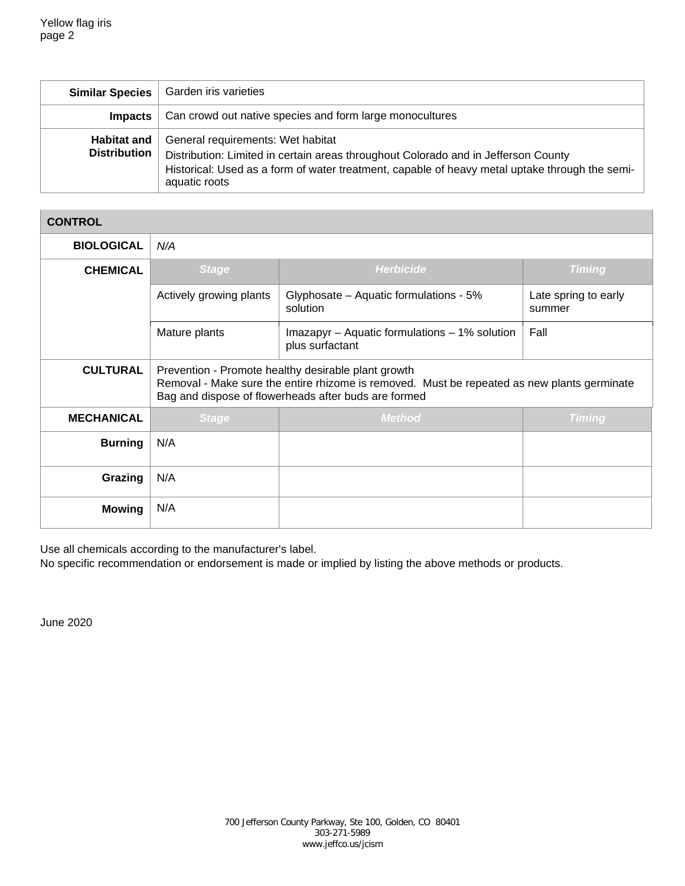| | |
|---|---|
| **Similar Species** | Garden iris varieties |
| **Impacts** | Can crowd out native species and form large monocultures |
| **Habitat and Distribution** | General requirements: Wet habitat<br>Distribution: Limited in certain areas throughout Colorado and in Jefferson County<br>Historical: Used as a form of water treatment, capable of heavy metal uptake through the semi-aquatic roots |

| **CONTROL** | | | |
|---|---|---|---|
| **BIOLOGICAL** | *N/A* | | |
| **CHEMICAL** | ***Stage*** | ***Herbicide*** | ***Timing*** |
| | Actively growing plants | Glyphosate – Aquatic formulations - 5% solution | Late spring to early summer |
| | Mature plants | Imazapyr – Aquatic formulations – 1% solution plus surfactant | Fall |
| **CULTURAL** | Prevention - Promote healthy desirable plant growth<br>Removal - Make sure the entire rhizome is removed. Must be repeated as new plants germinate<br>Bag and dispose of flowerheads after buds are formed | | |
| **MECHANICAL** | ***Stage*** | ***Method*** | ***Timing*** |
| **Burning** | N/A | | |
| **Grazing** | N/A | | |
| **Mowing** | N/A | | |

Use all chemicals according to the manufacturer's label.
No specific recommendation or endorsement is made or implied by listing the above methods or products.

June 2020

700 Jefferson County Parkway, Ste 100, Golden, CO 80401
303-271-5989
www.jeffco.us/jcism